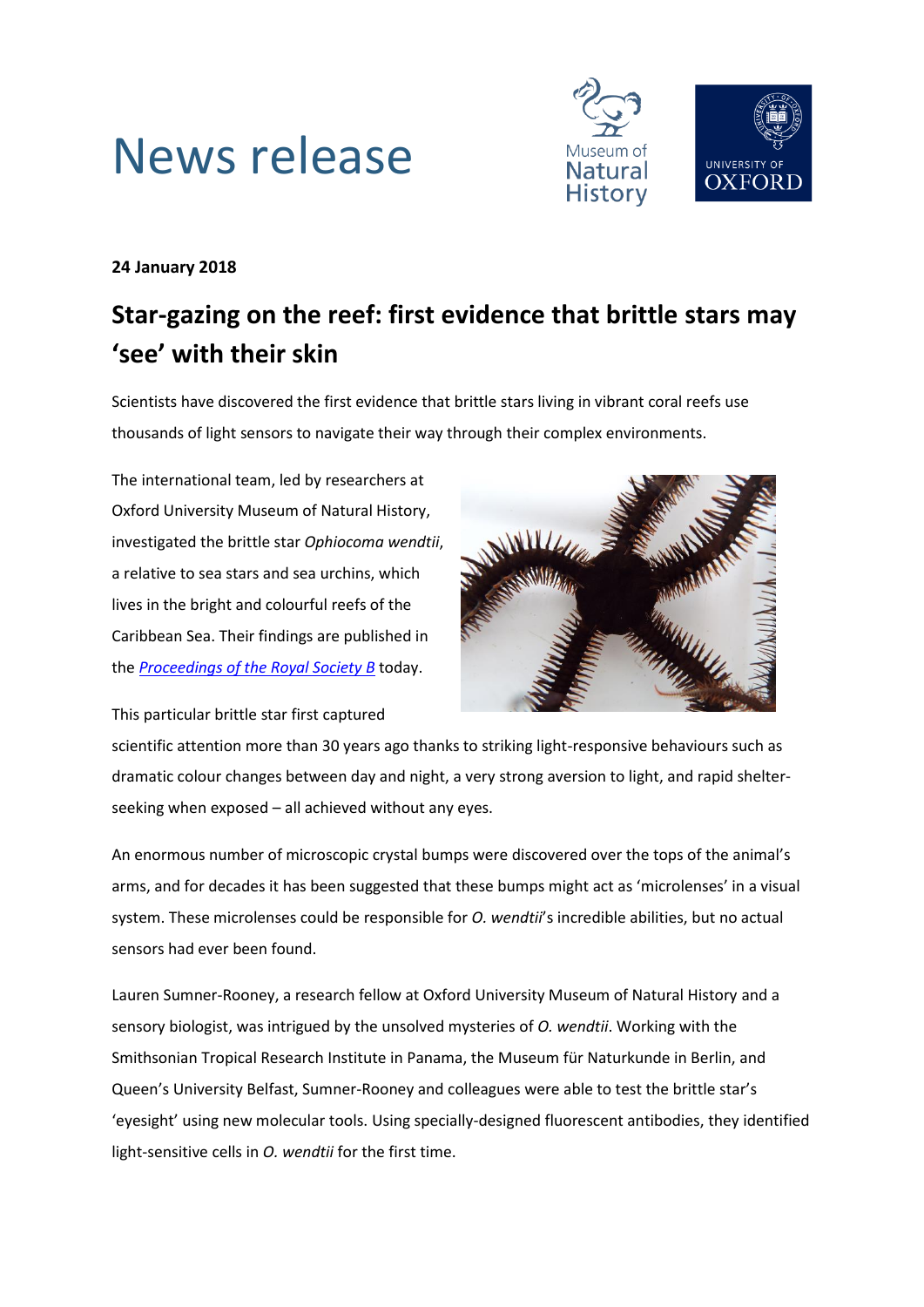# News release

**24 January 2018**

## Star-gazing on the reef: first evidence that brittle stars may 'see' with their skin

Scientists have discovered the first evidence that brittle stars living in vibrant coral reefs use thousands of light sensors to navigate their way through their complex environments.

The international team, led by researchers at Oxford University Museum of Natural History, investigated the brittle star *Ophiocoma wendtii*, a relative to sea stars and sea urchins, which lives in the bright and colourful reefs of the Caribbean Sea. Their findings are published in the *Proceedings of the Royal Society B* today.

This particular brittle star first captured scientific attention more than 30 years ago thanks to striking light-responsive behaviours such as dramatic colour changes between day and night, a very strong aversion to light, and rapid shelter-seeking when exposed – all achieved without any eyes.

An enormous number of microscopic crystal bumps were discovered over the tops of the animal's arms, and for decades it has been suggested that these bumps might act as 'microlenses' in a visual system. These microlenses could be responsible for *O. wendtii*'s incredible abilities, but no actual sensors had ever been found.

Lauren Sumner-Rooney, a research fellow at Oxford University Museum of Natural History and a sensory biologist, was intrigued by the unsolved mysteries of *O. wendtii*. Working with the Smithsonian Tropical Research Institute in Panama, the Museum für Naturkunde in Berlin, and Queen's University Belfast, Sumner-Rooney and colleagues were able to test the brittle star's 'eyesight' using new molecular tools. Using specially-designed fluorescent antibodies, they identified light-sensitive cells in *O. wendtii* for the first time.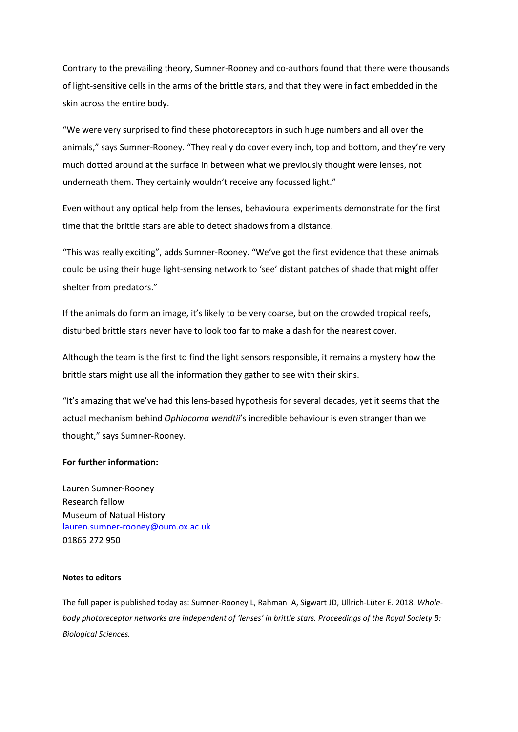Contrary to the prevailing theory, Sumner-Rooney and co-authors found that there were thousands of light-sensitive cells in the arms of the brittle stars, and that they were in fact embedded in the skin across the entire body.

"We were very surprised to find these photoreceptors in such huge numbers and all over the animals," says Sumner-Rooney. "They really do cover every inch, top and bottom, and they're very much dotted around at the surface in between what we previously thought were lenses, not underneath them. They certainly wouldn't receive any focussed light."

Even without any optical help from the lenses, behavioural experiments demonstrate for the first time that the brittle stars are able to detect shadows from a distance.

"This was really exciting", adds Sumner-Rooney. "We've got the first evidence that these animals could be using their huge light-sensing network to 'see' distant patches of shade that might offer shelter from predators."

If the animals do form an image, it's likely to be very coarse, but on the crowded tropical reefs, disturbed brittle stars never have to look too far to make a dash for the nearest cover.

Although the team is the first to find the light sensors responsible, it remains a mystery how the brittle stars might use all the information they gather to see with their skins.

"It's amazing that we've had this lens-based hypothesis for several decades, yet it seems that the actual mechanism behind *Ophiocoma wendtii*'s incredible behaviour is even stranger than we thought," says Sumner-Rooney.

**For further information:**

Lauren Sumner-Rooney
Research fellow
Museum of Natual History
lauren.sumner-rooney@oum.ox.ac.uk
01865 272 950

**Notes to editors**

The full paper is published today as: Sumner-Rooney L, Rahman IA, Sigwart JD, Ullrich-Lüter E. 2018. *Whole-body photoreceptor networks are independent of 'lenses' in brittle stars. Proceedings of the Royal Society B: Biological Sciences.*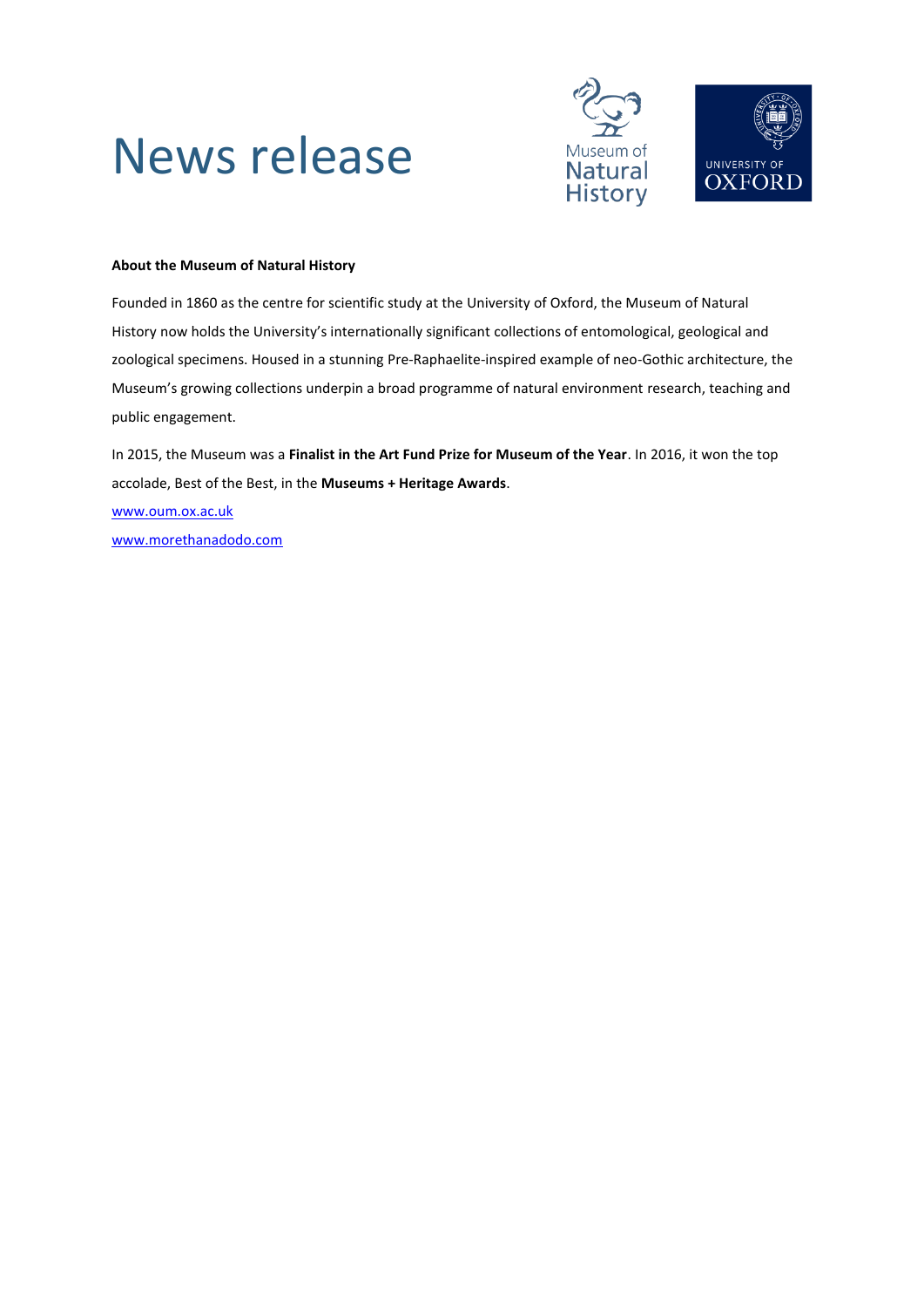# News release

**About the Museum of Natural History**

Founded in 1860 as the centre for scientific study at the University of Oxford, the Museum of Natural History now holds the University's internationally significant collections of entomological, geological and zoological specimens. Housed in a stunning Pre-Raphaelite-inspired example of neo-Gothic architecture, the Museum's growing collections underpin a broad programme of natural environment research, teaching and public engagement.

In 2015, the Museum was a **Finalist in the Art Fund Prize for Museum of the Year**. In 2016, it won the top accolade, Best of the Best, in the **Museums + Heritage Awards**.

www.oum.ox.ac.uk

www.morethanadodo.com